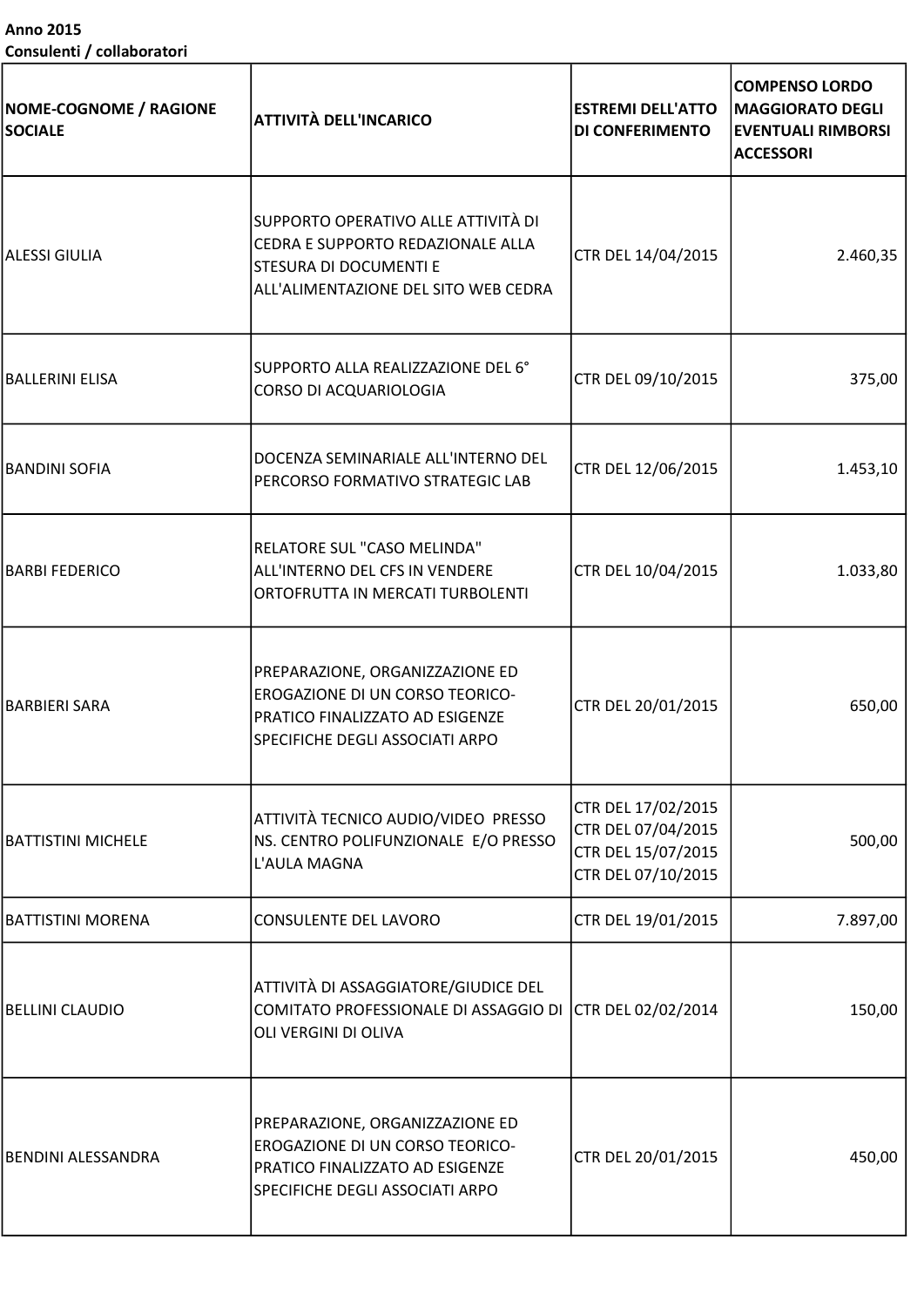**Anno 2015**
**Consulenti / collaboratori**

| NOME-COGNOME / RAGIONE SOCIALE | ATTIVITÀ DELL'INCARICO | ESTREMI DELL'ATTO DI CONFERIMENTO | COMPENSO LORDO MAGGIORATO DEGLI EVENTUALI RIMBORSI ACCESSORI |
|---|---|---|---|
| ALESSI GIULIA | SUPPORTO OPERATIVO ALLE ATTIVITÀ DI CEDRA E SUPPORTO REDAZIONALE ALLA STESURA DI DOCUMENTI E ALL'ALIMENTAZIONE DEL SITO WEB CEDRA | CTR DEL 14/04/2015 | 2.460,35 |
| BALLERINI ELISA | SUPPORTO ALLA REALIZZAZIONE DEL 6° CORSO DI ACQUARIOLOGIA | CTR DEL 09/10/2015 | 375,00 |
| BANDINI SOFIA | DOCENZA SEMINARIALE ALL'INTERNO DEL PERCORSO FORMATIVO STRATEGIC LAB | CTR DEL 12/06/2015 | 1.453,10 |
| BARBI FEDERICO | RELATORE SUL "CASO MELINDA" ALL'INTERNO DEL CFS IN VENDERE ORTOFRUTTA IN MERCATI TURBOLENTI | CTR DEL 10/04/2015 | 1.033,80 |
| BARBIERI SARA | PREPARAZIONE, ORGANIZZAZIONE ED EROGAZIONE DI UN CORSO TEORICO-PRATICO FINALIZZATO AD ESIGENZE SPECIFICHE DEGLI ASSOCIATI ARPO | CTR DEL 20/01/2015 | 650,00 |
| BATTISTINI MICHELE | ATTIVITÀ TECNICO AUDIO/VIDEO PRESSO NS. CENTRO POLIFUNZIONALE E/O PRESSO L'AULA MAGNA | CTR DEL 17/02/2015 CTR DEL 07/04/2015 CTR DEL 15/07/2015 CTR DEL 07/10/2015 | 500,00 |
| BATTISTINI MORENA | CONSULENTE DEL LAVORO | CTR DEL 19/01/2015 | 7.897,00 |
| BELLINI CLAUDIO | ATTIVITÀ DI ASSAGGIATORE/GIUDICE DEL COMITATO PROFESSIONALE DI ASSAGGIO DI OLI VERGINI DI OLIVA | CTR DEL 02/02/2014 | 150,00 |
| BENDINI ALESSANDRA | PREPARAZIONE, ORGANIZZAZIONE ED EROGAZIONE DI UN CORSO TEORICO-PRATICO FINALIZZATO AD ESIGENZE SPECIFICHE DEGLI ASSOCIATI ARPO | CTR DEL 20/01/2015 | 450,00 |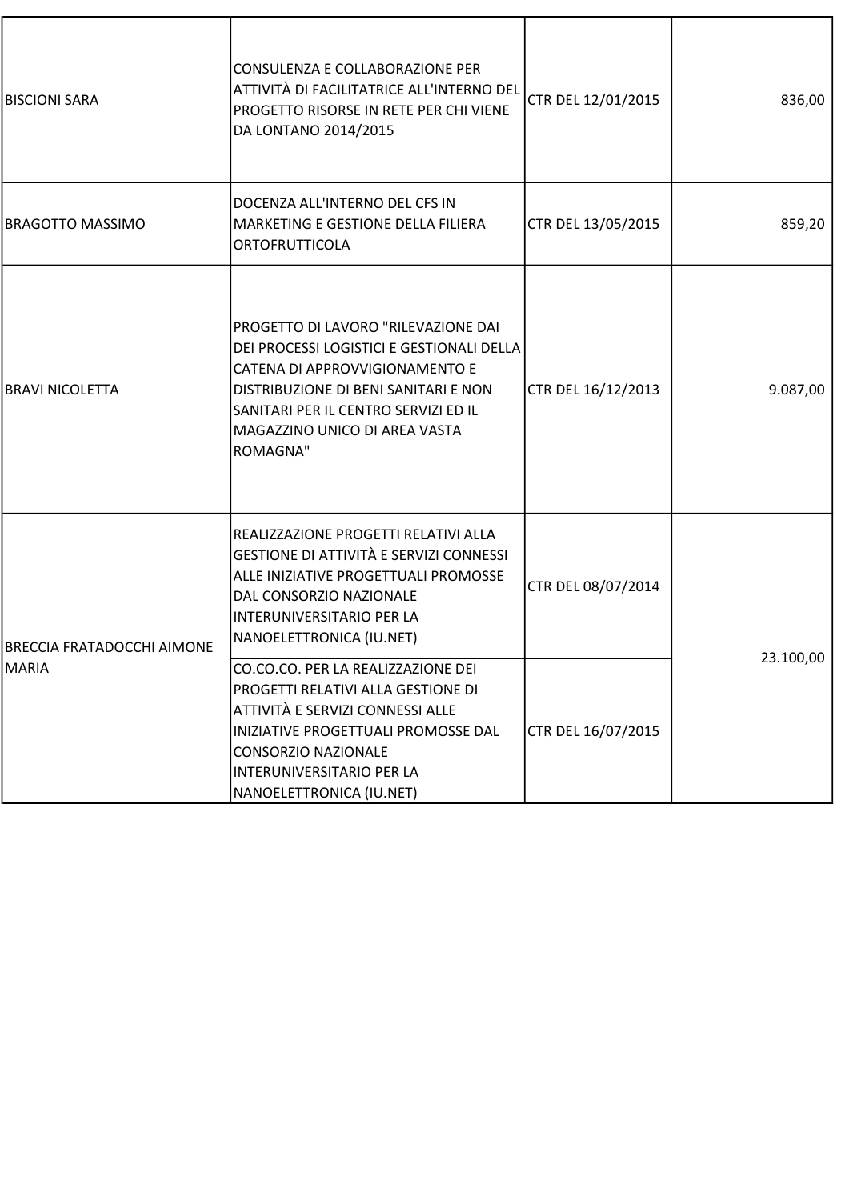| | | | |
|---|---|---|---|
| BISCIONI SARA | CONSULENZA E COLLABORAZIONE PER ATTIVITÀ DI FACILITATRICE ALL'INTERNO DEL PROGETTO RISORSE IN RETE PER CHI VIENE DA LONTANO 2014/2015 | CTR DEL 12/01/2015 | 836,00 |
| BRAGOTTO MASSIMO | DOCENZA ALL'INTERNO DEL CFS IN MARKETING E GESTIONE DELLA FILIERA ORTOFRUTTICOLA | CTR DEL 13/05/2015 | 859,20 |
| BRAVI NICOLETTA | PROGETTO DI LAVORO "RILEVAZIONE DAI DEI PROCESSI LOGISTICI E GESTIONALI DELLA CATENA DI APPROVVIGIONAMENTO E DISTRIBUZIONE DI BENI SANITARI E NON SANITARI PER IL CENTRO SERVIZI ED IL MAGAZZINO UNICO DI AREA VASTA ROMAGNA" | CTR DEL 16/12/2013 | 9.087,00 |
| BRECCIA FRATADOCCHI AIMONE MARIA | REALIZZAZIONE PROGETTI RELATIVI ALLA GESTIONE DI ATTIVITÀ E SERVIZI CONNESSI ALLE INIZIATIVE PROGETTUALI PROMOSSE DAL CONSORZIO NAZIONALE INTERUNIVERSITARIO PER LA NANOELETTRONICA (IU.NET) | CTR DEL 08/07/2014 | 23.100,00 |
| | CO.CO.CO. PER LA REALIZZAZIONE DEI PROGETTI RELATIVI ALLA GESTIONE DI ATTIVITÀ E SERVIZI CONNESSI ALLE INIZIATIVE PROGETTUALI PROMOSSE DAL CONSORZIO NAZIONALE INTERUNIVERSITARIO PER LA NANOELETTRONICA (IU.NET) | CTR DEL 16/07/2015 | |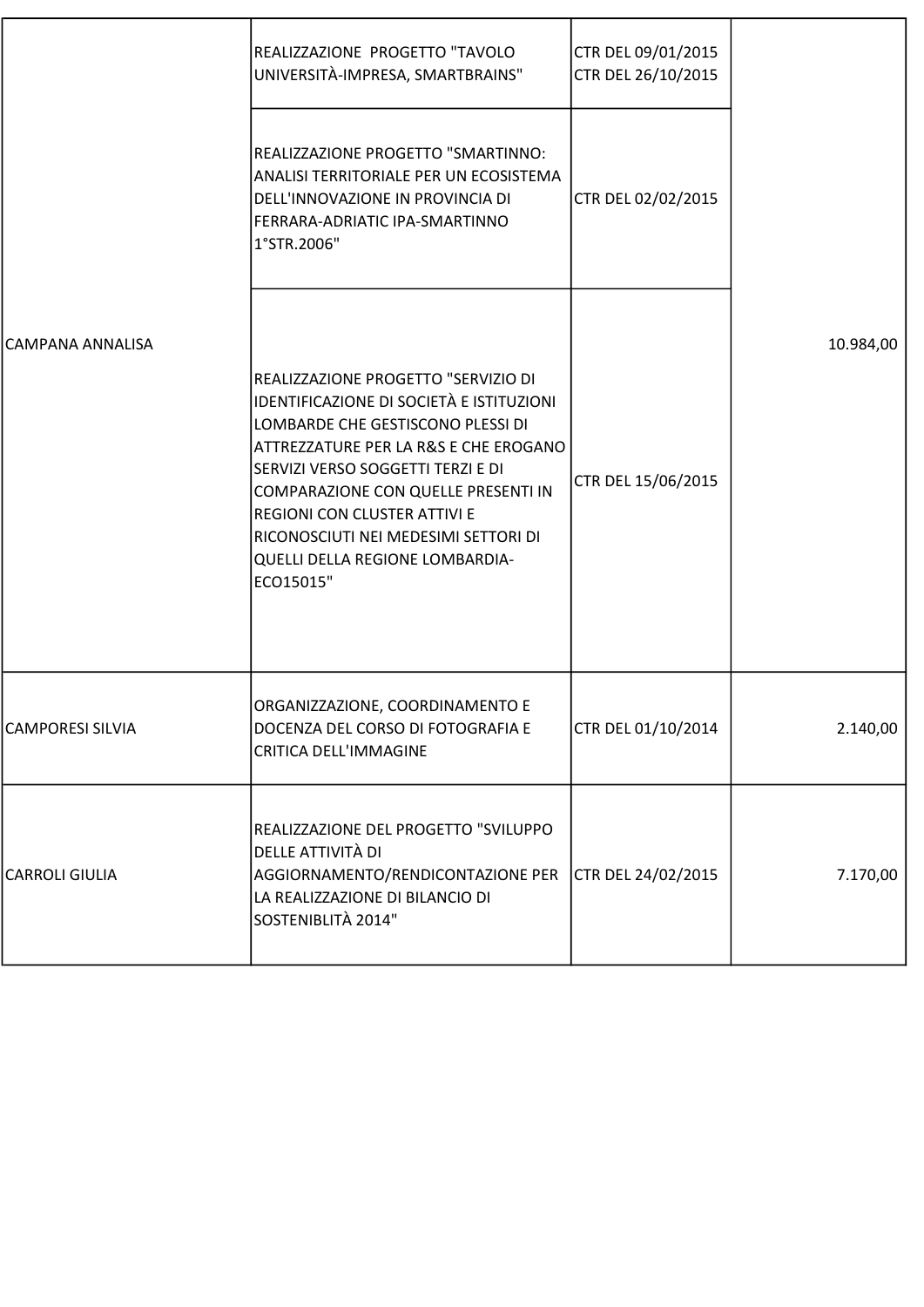| | | | |
|---|---|---|---|
| CAMPANA ANNALISA | REALIZZAZIONE PROGETTO "TAVOLO UNIVERSITÀ-IMPRESA, SMARTBRAINS" | CTR DEL 09/01/2015<br>CTR DEL 26/10/2015 | 10.984,00 |
| | REALIZZAZIONE PROGETTO "SMARTINNO: ANALISI TERRITORIALE PER UN ECOSISTEMA DELL'INNOVAZIONE IN PROVINCIA DI FERRARA-ADRIATIC IPA-SMARTINNO 1°STR.2006" | CTR DEL 02/02/2015 | |
| | REALIZZAZIONE PROGETTO "SERVIZIO DI IDENTIFICAZIONE DI SOCIETÀ E ISTITUZIONI LOMBARDE CHE GESTISCONO PLESSI DI ATTREZZATURE PER LA R&S E CHE EROGANO SERVIZI VERSO SOGGETTI TERZI E DI COMPARAZIONE CON QUELLE PRESENTI IN REGIONI CON CLUSTER ATTIVI E RICONOSCIUTI NEI MEDESIMI SETTORI DI QUELLI DELLA REGIONE LOMBARDIA-ECO15015" | CTR DEL 15/06/2015 | |
| CAMPORESI SILVIA | ORGANIZZAZIONE, COORDINAMENTO E DOCENZA DEL CORSO DI FOTOGRAFIA E CRITICA DELL'IMMAGINE | CTR DEL 01/10/2014 | 2.140,00 |
| CARROLI GIULIA | REALIZZAZIONE DEL PROGETTO "SVILUPPO DELLE ATTIVITÀ DI AGGIORNAMENTO/RENDICONTAZIONE PER LA REALIZZAZIONE DI BILANCIO DI SOSTENIBLITÀ 2014" | CTR DEL 24/02/2015 | 7.170,00 |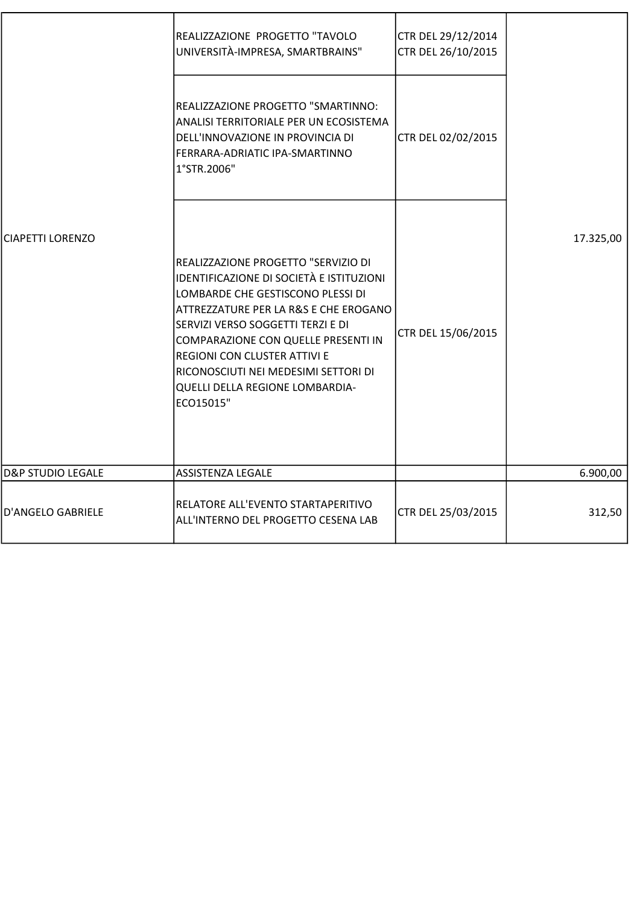| | | | |
|---|---|---|---|
| CIAPETTI LORENZO | REALIZZAZIONE PROGETTO "TAVOLO UNIVERSITÀ-IMPRESA, SMARTBRAINS" | CTR DEL 29/12/2014 CTR DEL 26/10/2015 | 17.325,00 |
| | REALIZZAZIONE PROGETTO "SMARTINNO: ANALISI TERRITORIALE PER UN ECOSISTEMA DELL'INNOVAZIONE IN PROVINCIA DI FERRARA-ADRIATIC IPA-SMARTINNO 1°STR.2006" | CTR DEL 02/02/2015 | |
| | REALIZZAZIONE PROGETTO "SERVIZIO DI IDENTIFICAZIONE DI SOCIETÀ E ISTITUZIONI LOMBARDE CHE GESTISCONO PLESSI DI ATTREZZATURE PER LA R&S E CHE EROGANO SERVIZI VERSO SOGGETTI TERZI E DI COMPARAZIONE CON QUELLE PRESENTI IN REGIONI CON CLUSTER ATTIVI E RICONOSCIUTI NEI MEDESIMI SETTORI DI QUELLI DELLA REGIONE LOMBARDIA-ECO15015" | CTR DEL 15/06/2015 | |
| D&P STUDIO LEGALE | ASSISTENZA LEGALE | | 6.900,00 |
| D'ANGELO GABRIELE | RELATORE ALL'EVENTO STARTAPERITIVO ALL'INTERNO DEL PROGETTO CESENA LAB | CTR DEL 25/03/2015 | 312,50 |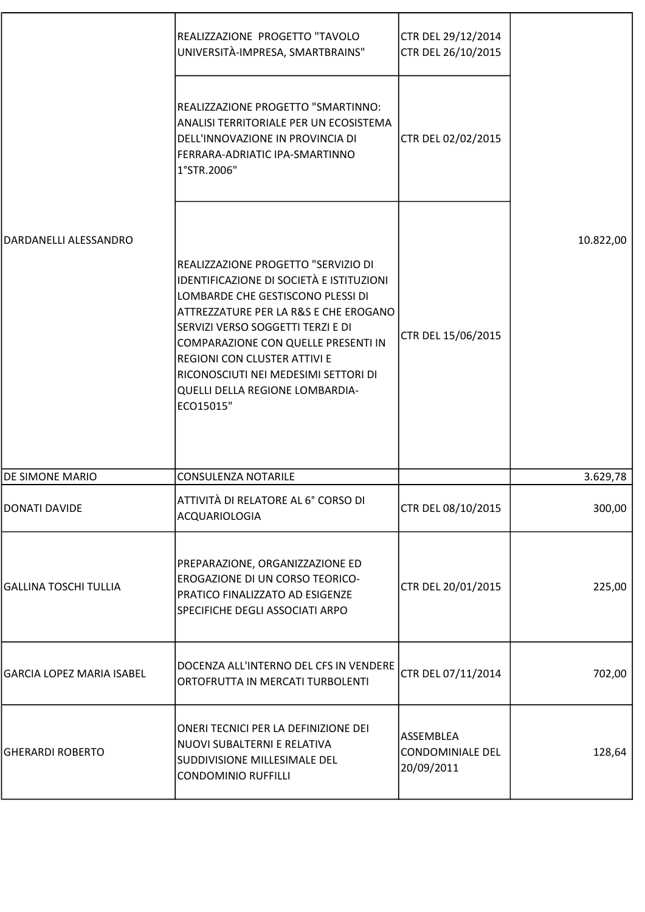| | | | |
|---|---|---|---|
| DARDANELLI ALESSANDRO | REALIZZAZIONE PROGETTO "TAVOLO UNIVERSITÀ-IMPRESA, SMARTBRAINS" | CTR DEL 29/12/2014 CTR DEL 26/10/2015 | 10.822,00 |
| | REALIZZAZIONE PROGETTO "SMARTINNO: ANALISI TERRITORIALE PER UN ECOSISTEMA DELL'INNOVAZIONE IN PROVINCIA DI FERRARA-ADRIATIC IPA-SMARTINNO 1°STR.2006" | CTR DEL 02/02/2015 | |
| | REALIZZAZIONE PROGETTO "SERVIZIO DI IDENTIFICAZIONE DI SOCIETÀ E ISTITUZIONI LOMBARDE CHE GESTISCONO PLESSI DI ATTREZZATURE PER LA R&S E CHE EROGANO SERVIZI VERSO SOGGETTI TERZI E DI COMPARAZIONE CON QUELLE PRESENTI IN REGIONI CON CLUSTER ATTIVI E RICONOSCIUTI NEI MEDESIMI SETTORI DI QUELLI DELLA REGIONE LOMBARDIA-ECO15015" | CTR DEL 15/06/2015 | |
| DE SIMONE MARIO | CONSULENZA NOTARILE | | 3.629,78 |
| DONATI DAVIDE | ATTIVITÀ DI RELATORE AL 6° CORSO DI ACQUARIOLOGIA | CTR DEL 08/10/2015 | 300,00 |
| GALLINA TOSCHI TULLIA | PREPARAZIONE, ORGANIZZAZIONE ED EROGAZIONE DI UN CORSO TEORICO-PRATICO FINALIZZATO AD ESIGENZE SPECIFICHE DEGLI ASSOCIATI ARPO | CTR DEL 20/01/2015 | 225,00 |
| GARCIA LOPEZ MARIA ISABEL | DOCENZA ALL'INTERNO DEL CFS IN VENDERE ORTOFRUTTA IN MERCATI TURBOLENTI | CTR DEL 07/11/2014 | 702,00 |
| GHERARDI ROBERTO | ONERI TECNICI PER LA DEFINIZIONE DEI NUOVI SUBALTERNI E RELATIVA SUDDIVISIONE MILLESIMALE DEL CONDOMINIO RUFFILLI | ASSEMBLEA CONDOMINIALE DEL 20/09/2011 | 128,64 |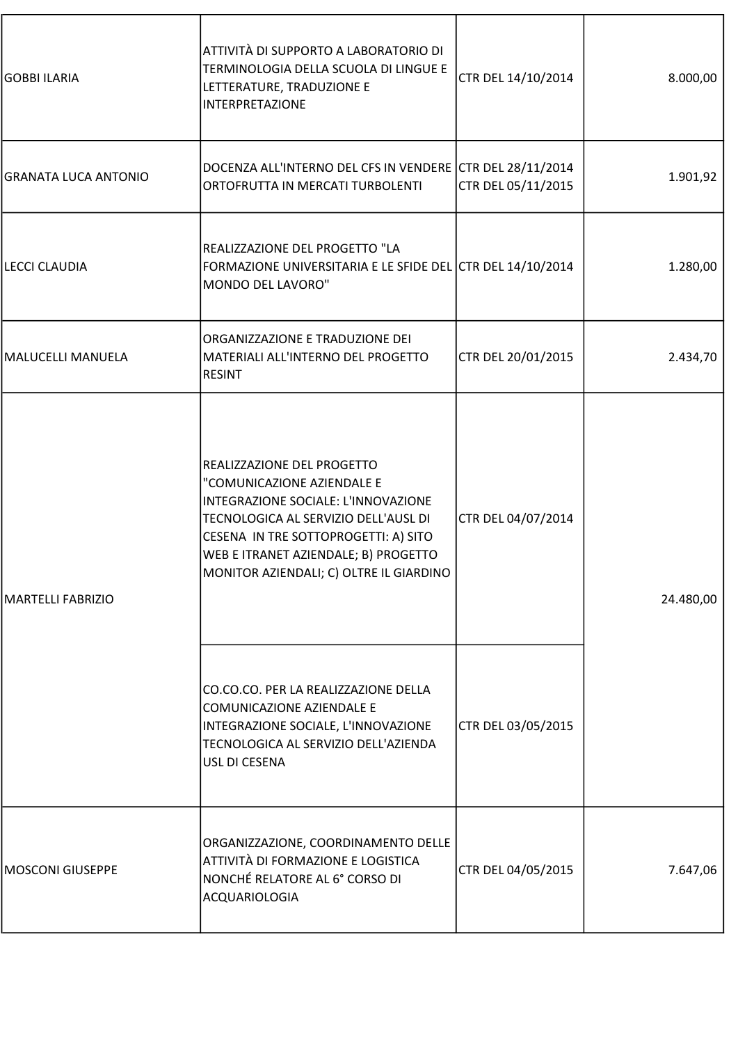| | | | |
|---|---|---|---|
| GOBBI ILARIA | ATTIVITÀ DI SUPPORTO A LABORATORIO DI TERMINOLOGIA DELLA SCUOLA DI LINGUE E LETTERATURE, TRADUZIONE E INTERPRETAZIONE | CTR DEL 14/10/2014 | 8.000,00 |
| GRANATA LUCA ANTONIO | DOCENZA ALL'INTERNO DEL CFS IN VENDERE ORTOFRUTTA IN MERCATI TURBOLENTI | CTR DEL 28/11/2014<br>CTR DEL 05/11/2015 | 1.901,92 |
| LECCI CLAUDIA | REALIZZAZIONE DEL PROGETTO "LA FORMAZIONE UNIVERSITARIA E LE SFIDE DEL MONDO DEL LAVORO" | CTR DEL 14/10/2014 | 1.280,00 |
| MALUCELLI MANUELA | ORGANIZZAZIONE E TRADUZIONE DEI MATERIALI ALL'INTERNO DEL PROGETTO RESINT | CTR DEL 20/01/2015 | 2.434,70 |
| MARTELLI FABRIZIO | REALIZZAZIONE DEL PROGETTO "COMUNICAZIONE AZIENDALE E INTEGRAZIONE SOCIALE: L'INNOVAZIONE TECNOLOGICA AL SERVIZIO DELL'AUSL DI CESENA IN TRE SOTTOPROGETTI: A) SITO WEB E ITRANET AZIENDALE; B) PROGETTO MONITOR AZIENDALI; C) OLTRE IL GIARDINO | CTR DEL 04/07/2014 | 24.480,00 |
| | CO.CO.CO. PER LA REALIZZAZIONE DELLA COMUNICAZIONE AZIENDALE E INTEGRAZIONE SOCIALE, L'INNOVAZIONE TECNOLOGICA AL SERVIZIO DELL'AZIENDA USL DI CESENA | CTR DEL 03/05/2015 | |
| MOSCONI GIUSEPPE | ORGANIZZAZIONE, COORDINAMENTO DELLE ATTIVITÀ DI FORMAZIONE E LOGISTICA NONCHÉ RELATORE AL 6° CORSO DI ACQUARIOLOGIA | CTR DEL 04/05/2015 | 7.647,06 |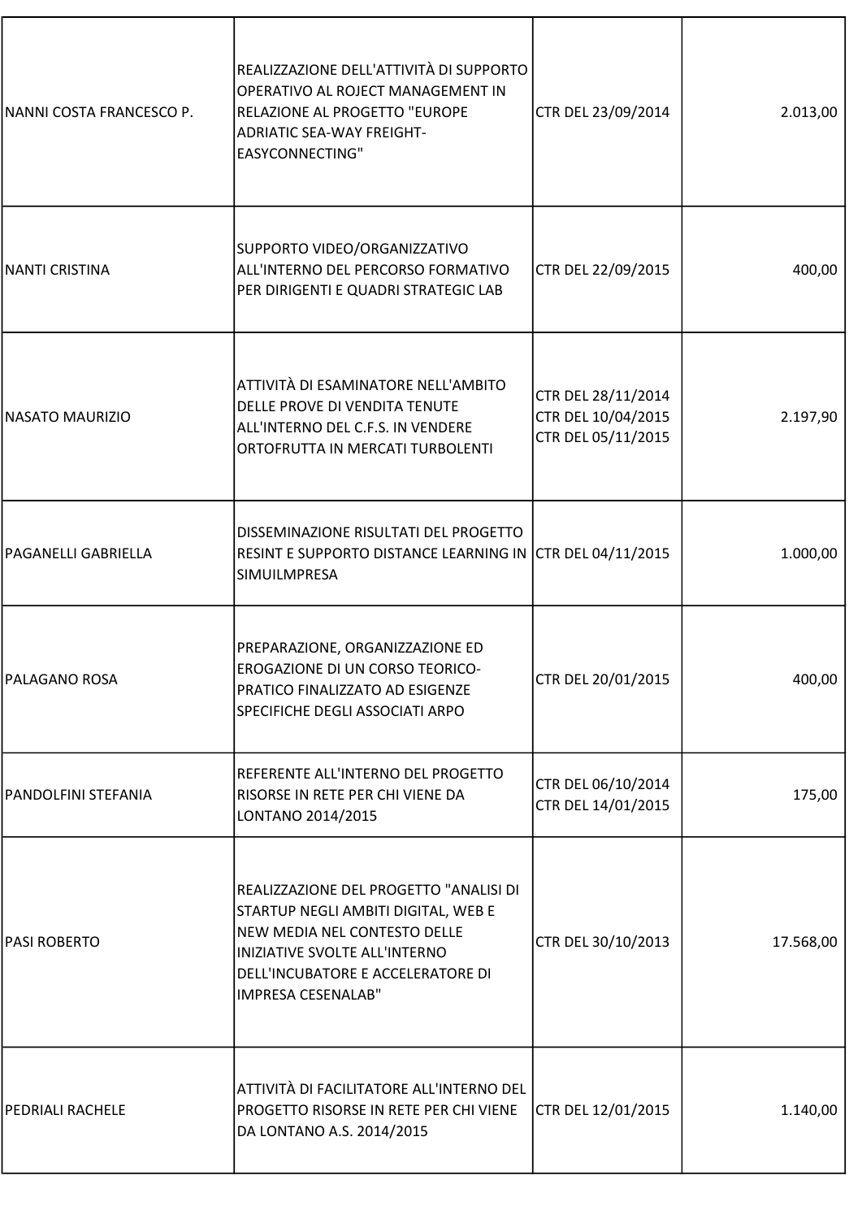| | | | |
|---|---|---|---|
| NANNI COSTA FRANCESCO P. | REALIZZAZIONE DELL'ATTIVITÀ DI SUPPORTO OPERATIVO AL ROJECT MANAGEMENT IN RELAZIONE AL PROGETTO "EUROPE ADRIATIC SEA-WAY FREIGHT-EASYCONNECTING" | CTR DEL 23/09/2014 | 2.013,00 |
| NANTI CRISTINA | SUPPORTO VIDEO/ORGANIZZATIVO ALL'INTERNO DEL PERCORSO FORMATIVO PER DIRIGENTI E QUADRI STRATEGIC LAB | CTR DEL 22/09/2015 | 400,00 |
| NASATO MAURIZIO | ATTIVITÀ DI ESAMINATORE NELL'AMBITO DELLE PROVE DI VENDITA TENUTE ALL'INTERNO DEL C.F.S. IN VENDERE ORTOFRUTTA IN MERCATI TURBOLENTI | CTR DEL 28/11/2014<br>CTR DEL 10/04/2015<br>CTR DEL 05/11/2015 | 2.197,90 |
| PAGANELLI GABRIELLA | DISSEMINAZIONE RISULTATI DEL PROGETTO RESINT E SUPPORTO DISTANCE LEARNING IN SIMUILMPRESA | CTR DEL 04/11/2015 | 1.000,00 |
| PALAGANO ROSA | PREPARAZIONE, ORGANIZZAZIONE ED EROGAZIONE DI UN CORSO TEORICO-PRATICO FINALIZZATO AD ESIGENZE SPECIFICHE DEGLI ASSOCIATI ARPO | CTR DEL 20/01/2015 | 400,00 |
| PANDOLFINI STEFANIA | REFERENTE ALL'INTERNO DEL PROGETTO RISORSE IN RETE PER CHI VIENE DA LONTANO 2014/2015 | CTR DEL 06/10/2014<br>CTR DEL 14/01/2015 | 175,00 |
| PASI ROBERTO | REALIZZAZIONE DEL PROGETTO "ANALISI DI STARTUP NEGLI AMBITI DIGITAL, WEB E NEW MEDIA NEL CONTESTO DELLE INIZIATIVE SVOLTE ALL'INTERNO DELL'INCUBATORE E ACCELERATORE DI IMPRESA CESENALAB" | CTR DEL 30/10/2013 | 17.568,00 |
| PEDRIALI RACHELE | ATTIVITÀ DI FACILITATORE ALL'INTERNO DEL PROGETTO RISORSE IN RETE PER CHI VIENE DA LONTANO A.S. 2014/2015 | CTR DEL 12/01/2015 | 1.140,00 |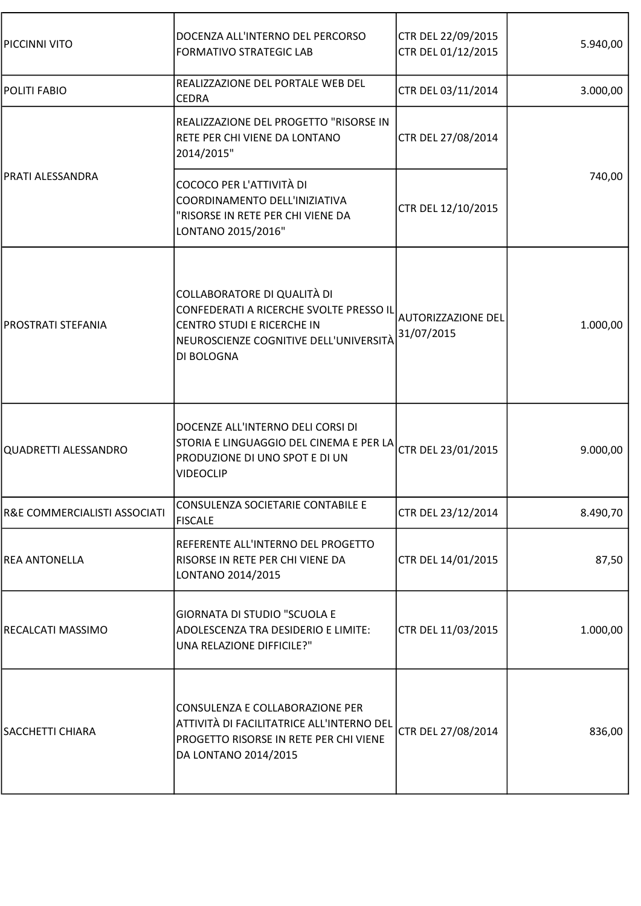| | | | |
|---|---|---|---|
| PICCINNI VITO | DOCENZA ALL'INTERNO DEL PERCORSO FORMATIVO STRATEGIC LAB | CTR DEL 22/09/2015<br>CTR DEL 01/12/2015 | 5.940,00 |
| POLITI FABIO | REALIZZAZIONE DEL PORTALE WEB DEL CEDRA | CTR DEL 03/11/2014 | 3.000,00 |
| PRATI ALESSANDRA | REALIZZAZIONE DEL PROGETTO "RISORSE IN RETE PER CHI VIENE DA LONTANO 2014/2015" | CTR DEL 27/08/2014 | 740,00 |
| | COCOCO PER L'ATTIVITÀ DI COORDINAMENTO DELL'INIZIATIVA "RISORSE IN RETE PER CHI VIENE DA LONTANO 2015/2016" | CTR DEL 12/10/2015 | |
| PROSTRATI STEFANIA | COLLABORATORE DI QUALITÀ DI CONFEDERATI A RICERCHE SVOLTE PRESSO IL CENTRO STUDI E RICERCHE IN NEUROSCIENZE COGNITIVE DELL'UNIVERSITÀ DI BOLOGNA | AUTORIZZAZIONE DEL 31/07/2015 | 1.000,00 |
| QUADRETTI ALESSANDRO | DOCENZE ALL'INTERNO DELI CORSI DI STORIA E LINGUAGGIO DEL CINEMA E PER LA PRODUZIONE DI UNO SPOT E DI UN VIDEOCLIP | CTR DEL 23/01/2015 | 9.000,00 |
| R&E COMMERCIALISTI ASSOCIATI | CONSULENZA SOCIETARIE CONTABILE E FISCALE | CTR DEL 23/12/2014 | 8.490,70 |
| REA ANTONELLA | REFERENTE ALL'INTERNO DEL PROGETTO RISORSE IN RETE PER CHI VIENE DA LONTANO 2014/2015 | CTR DEL 14/01/2015 | 87,50 |
| RECALCATI MASSIMO | GIORNATA DI STUDIO "SCUOLA E ADOLESCENZA TRA DESIDERIO E LIMITE: UNA RELAZIONE DIFFICILE?" | CTR DEL 11/03/2015 | 1.000,00 |
| SACCHETTI CHIARA | CONSULENZA E COLLABORAZIONE PER ATTIVITÀ DI FACILITATRICE ALL'INTERNO DEL PROGETTO RISORSE IN RETE PER CHI VIENE DA LONTANO 2014/2015 | CTR DEL 27/08/2014 | 836,00 |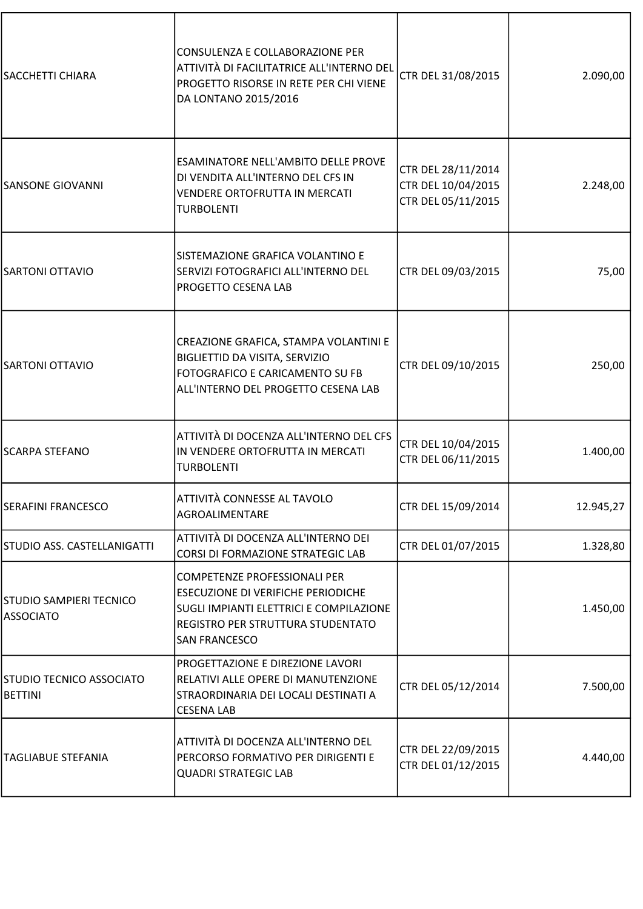| | | | |
|---|---|---|---|
| SACCHETTI CHIARA | CONSULENZA E COLLABORAZIONE PER ATTIVITÀ DI FACILITATRICE ALL'INTERNO DEL PROGETTO RISORSE IN RETE PER CHI VIENE DA LONTANO 2015/2016 | CTR DEL 31/08/2015 | 2.090,00 |
| SANSONE GIOVANNI | ESAMINATORE NELL'AMBITO DELLE PROVE DI VENDITA ALL'INTERNO DEL CFS IN VENDERE ORTOFRUTTA IN MERCATI TURBOLENTI | CTR DEL 28/11/2014<br>CTR DEL 10/04/2015<br>CTR DEL 05/11/2015 | 2.248,00 |
| SARTONI OTTAVIO | SISTEMAZIONE GRAFICA VOLANTINO E SERVIZI FOTOGRAFICI ALL'INTERNO DEL PROGETTO CESENA LAB | CTR DEL 09/03/2015 | 75,00 |
| SARTONI OTTAVIO | CREAZIONE GRAFICA, STAMPA VOLANTINI E BIGLIETTID DA VISITA, SERVIZIO FOTOGRAFICO E CARICAMENTO SU FB ALL'INTERNO DEL PROGETTO CESENA LAB | CTR DEL 09/10/2015 | 250,00 |
| SCARPA STEFANO | ATTIVITÀ DI DOCENZA ALL'INTERNO DEL CFS IN VENDERE ORTOFRUTTA IN MERCATI TURBOLENTI | CTR DEL 10/04/2015<br>CTR DEL 06/11/2015 | 1.400,00 |
| SERAFINI FRANCESCO | ATTIVITÀ CONNESSE AL TAVOLO AGROALIMENTARE | CTR DEL 15/09/2014 | 12.945,27 |
| STUDIO ASS. CASTELLANIGATTI | ATTIVITÀ DI DOCENZA ALL'INTERNO DEI CORSI DI FORMAZIONE STRATEGIC LAB | CTR DEL 01/07/2015 | 1.328,80 |
| STUDIO SAMPIERI TECNICO ASSOCIATO | COMPETENZE PROFESSIONALI PER ESECUZIONE DI VERIFICHE PERIODICHE SUGLI IMPIANTI ELETTRICI E COMPILAZIONE REGISTRO PER STRUTTURA STUDENTATO SAN FRANCESCO | | 1.450,00 |
| STUDIO TECNICO ASSOCIATO BETTINI | PROGETTAZIONE E DIREZIONE LAVORI RELATIVI ALLE OPERE DI MANUTENZIONE STRAORDINARIA DEI LOCALI DESTINATI A CESENA LAB | CTR DEL 05/12/2014 | 7.500,00 |
| TAGLIABUE STEFANIA | ATTIVITÀ DI DOCENZA ALL'INTERNO DEL PERCORSO FORMATIVO PER DIRIGENTI E QUADRI STRATEGIC LAB | CTR DEL 22/09/2015<br>CTR DEL 01/12/2015 | 4.440,00 |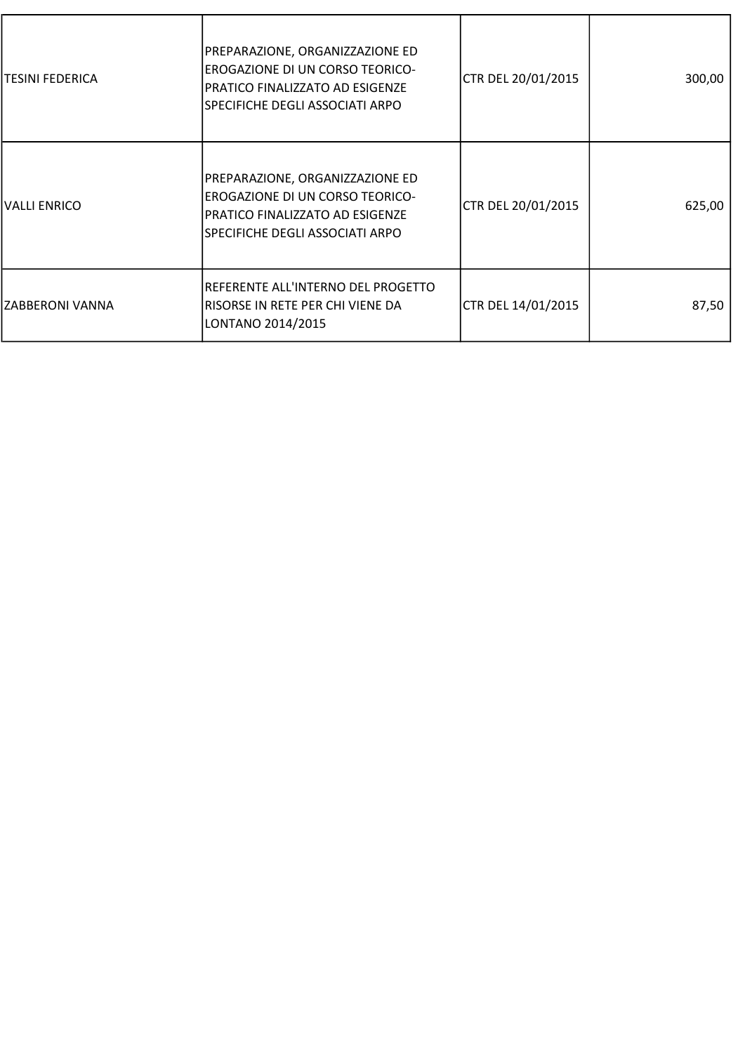| | | | |
|---|---|---|---|
| TESINI FEDERICA | PREPARAZIONE, ORGANIZZAZIONE ED EROGAZIONE DI UN CORSO TEORICO-PRATICO FINALIZZATO AD ESIGENZE SPECIFICHE DEGLI ASSOCIATI ARPO | CTR DEL 20/01/2015 | 300,00 |
| VALLI ENRICO | PREPARAZIONE, ORGANIZZAZIONE ED EROGAZIONE DI UN CORSO TEORICO-PRATICO FINALIZZATO AD ESIGENZE SPECIFICHE DEGLI ASSOCIATI ARPO | CTR DEL 20/01/2015 | 625,00 |
| ZABBERONI VANNA | REFERENTE ALL'INTERNO DEL PROGETTO RISORSE IN RETE PER CHI VIENE DA LONTANO 2014/2015 | CTR DEL 14/01/2015 | 87,50 |